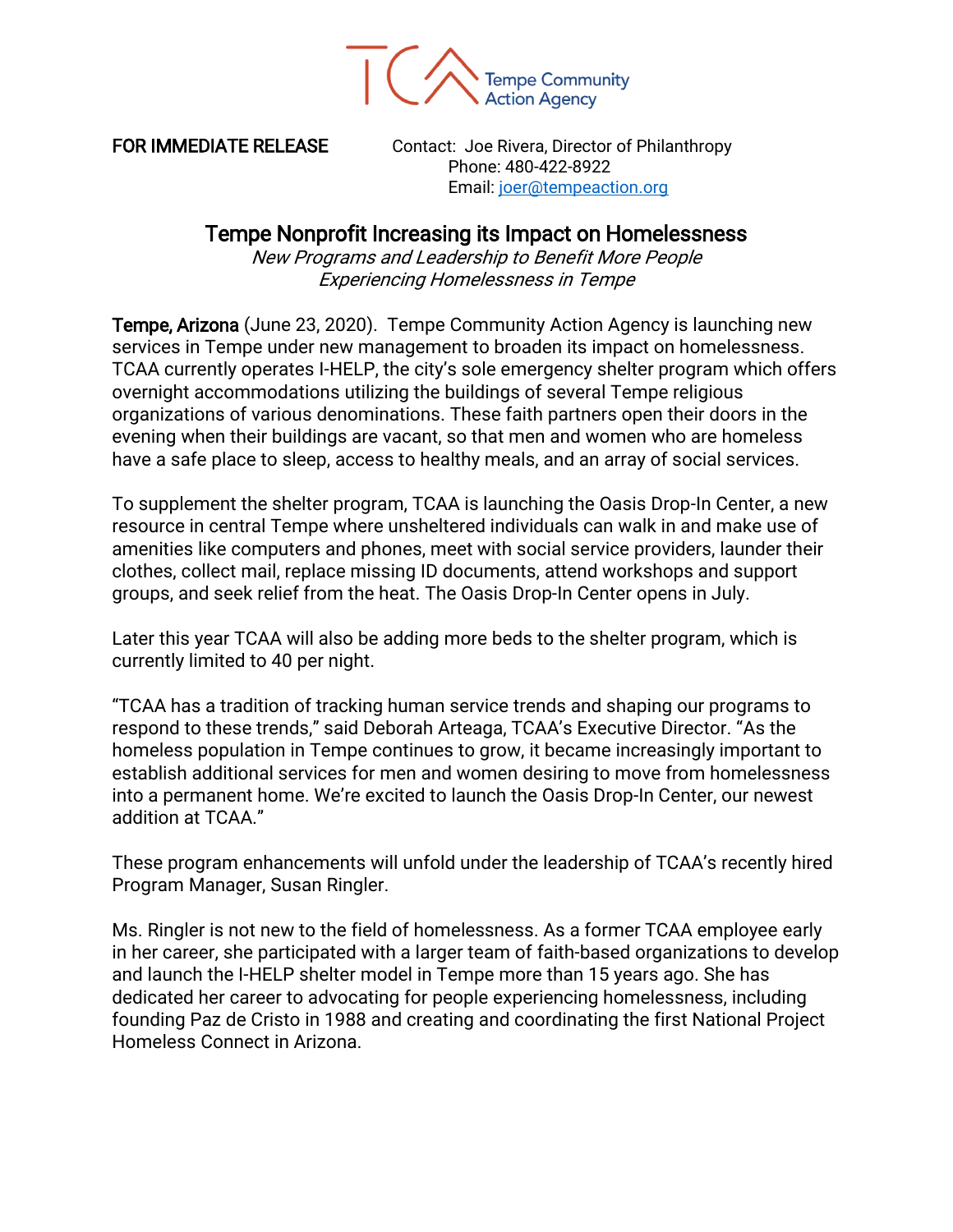Tempe Community Action Agency

**FOR IMMEDIATE RELEASE**

Contact: Joe Rivera, Director of Philanthropy
Phone: 480-422-8922
Email: joer@tempeaction.org

# Tempe Nonprofit Increasing its Impact on Homelessness

*New Programs and Leadership to Benefit More People Experiencing Homelessness in Tempe*

**Tempe, Arizona** (June 23, 2020). Tempe Community Action Agency is launching new services in Tempe under new management to broaden its impact on homelessness. TCAA currently operates I-HELP, the city's sole emergency shelter program which offers overnight accommodations utilizing the buildings of several Tempe religious organizations of various denominations. These faith partners open their doors in the evening when their buildings are vacant, so that men and women who are homeless have a safe place to sleep, access to healthy meals, and an array of social services.

To supplement the shelter program, TCAA is launching the Oasis Drop-In Center, a new resource in central Tempe where unsheltered individuals can walk in and make use of amenities like computers and phones, meet with social service providers, launder their clothes, collect mail, replace missing ID documents, attend workshops and support groups, and seek relief from the heat. The Oasis Drop-In Center opens in July.

Later this year TCAA will also be adding more beds to the shelter program, which is currently limited to 40 per night.

"TCAA has a tradition of tracking human service trends and shaping our programs to respond to these trends," said Deborah Arteaga, TCAA's Executive Director. "As the homeless population in Tempe continues to grow, it became increasingly important to establish additional services for men and women desiring to move from homelessness into a permanent home. We're excited to launch the Oasis Drop-In Center, our newest addition at TCAA."

These program enhancements will unfold under the leadership of TCAA's recently hired Program Manager, Susan Ringler.

Ms. Ringler is not new to the field of homelessness. As a former TCAA employee early in her career, she participated with a larger team of faith-based organizations to develop and launch the I-HELP shelter model in Tempe more than 15 years ago. She has dedicated her career to advocating for people experiencing homelessness, including founding Paz de Cristo in 1988 and creating and coordinating the first National Project Homeless Connect in Arizona.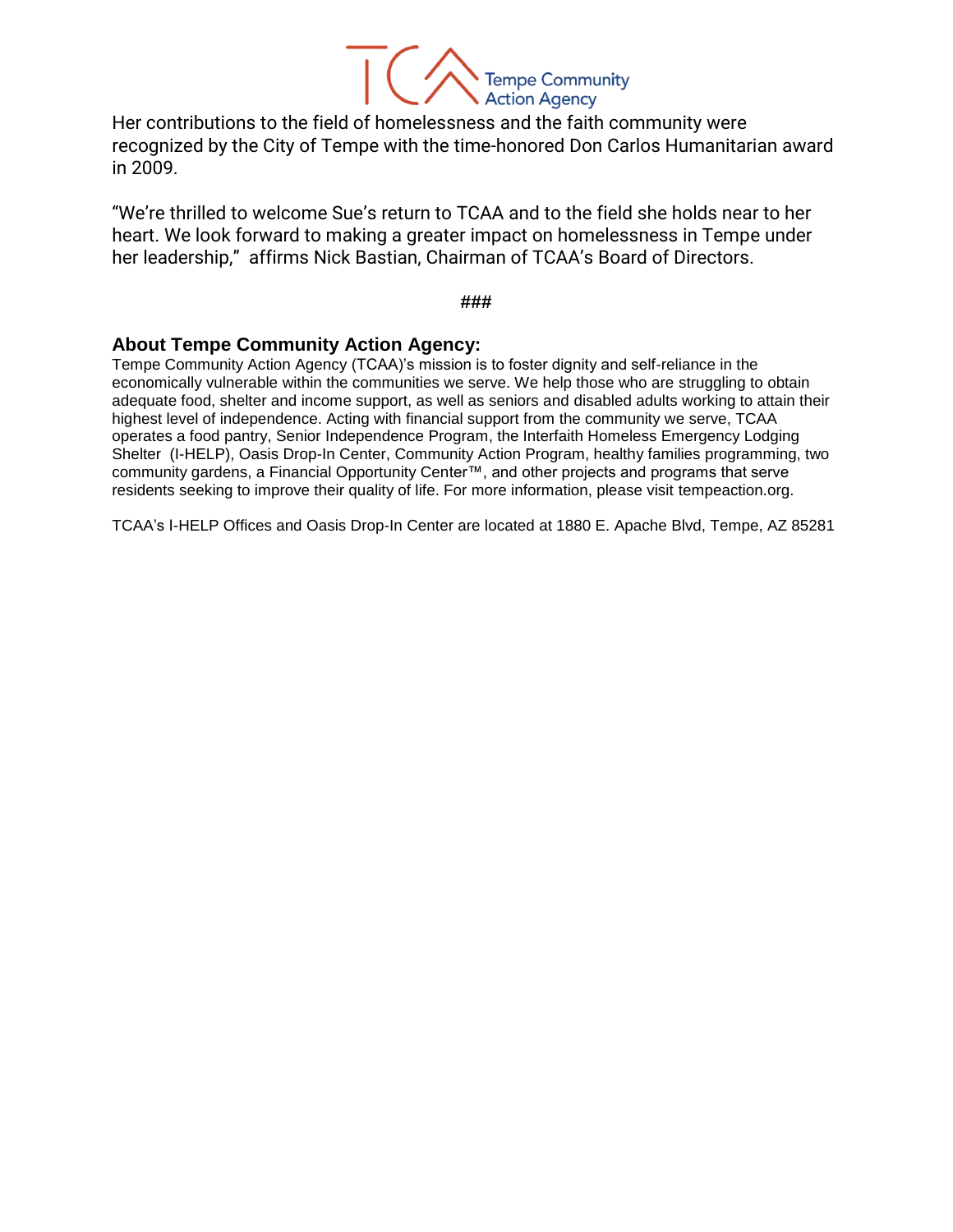Her contributions to the field of homelessness and the faith community were recognized by the City of Tempe with the time-honored Don Carlos Humanitarian award in 2009.

"We're thrilled to welcome Sue's return to TCAA and to the field she holds near to her heart. We look forward to making a greater impact on homelessness in Tempe under her leadership," affirms Nick Bastian, Chairman of TCAA's Board of Directors.

###

## About Tempe Community Action Agency:

Tempe Community Action Agency (TCAA)'s mission is to foster dignity and self-reliance in the economically vulnerable within the communities we serve. We help those who are struggling to obtain adequate food, shelter and income support, as well as seniors and disabled adults working to attain their highest level of independence. Acting with financial support from the community we serve, TCAA operates a food pantry, Senior Independence Program, the Interfaith Homeless Emergency Lodging Shelter (I-HELP), Oasis Drop-In Center, Community Action Program, healthy families programming, two community gardens, a Financial Opportunity Center™, and other projects and programs that serve residents seeking to improve their quality of life. For more information, please visit tempeaction.org.

TCAA's I-HELP Offices and Oasis Drop-In Center are located at 1880 E. Apache Blvd, Tempe, AZ 85281